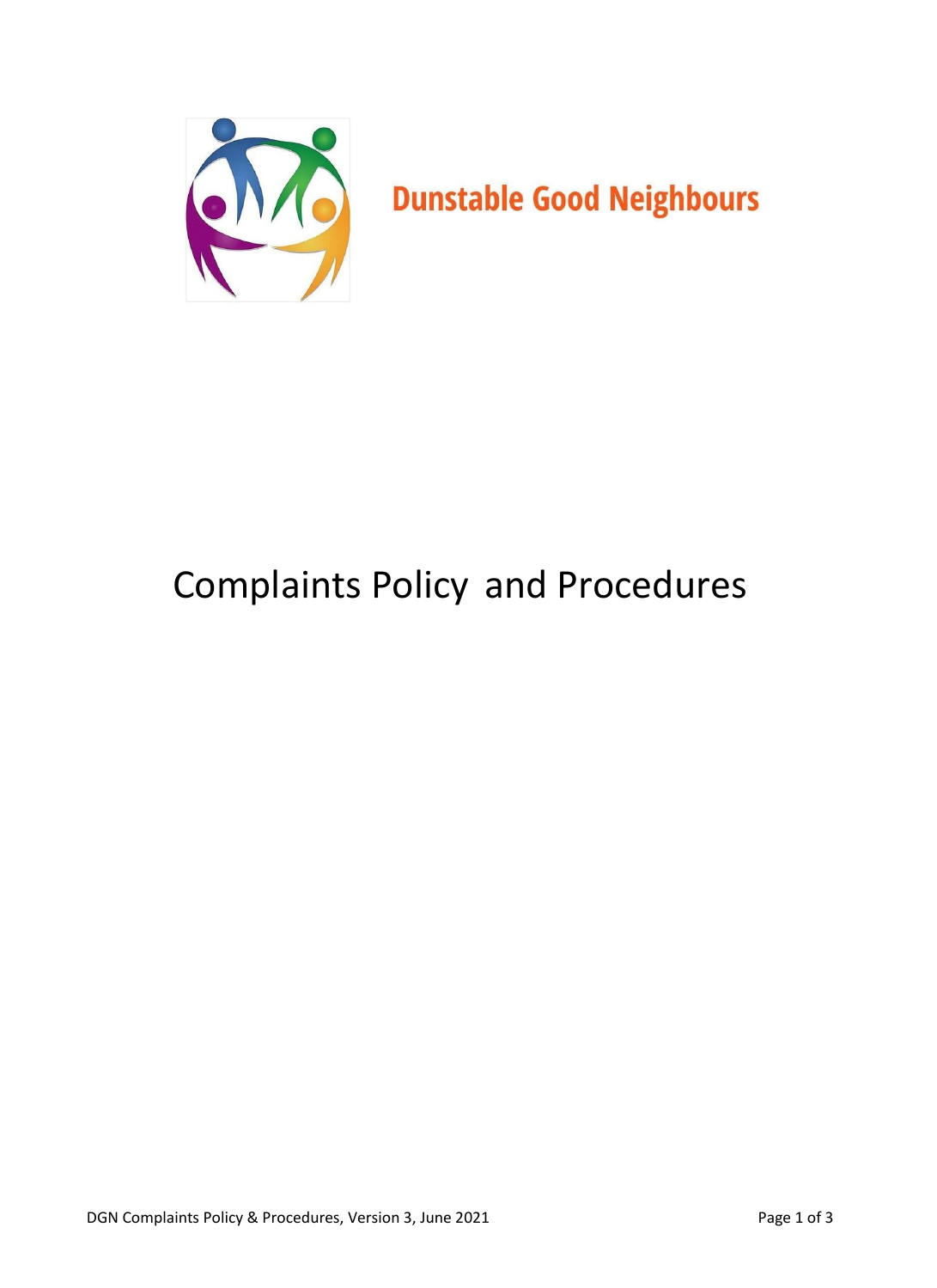**Dunstable Good Neighbours**

# Complaints Policy and Procedures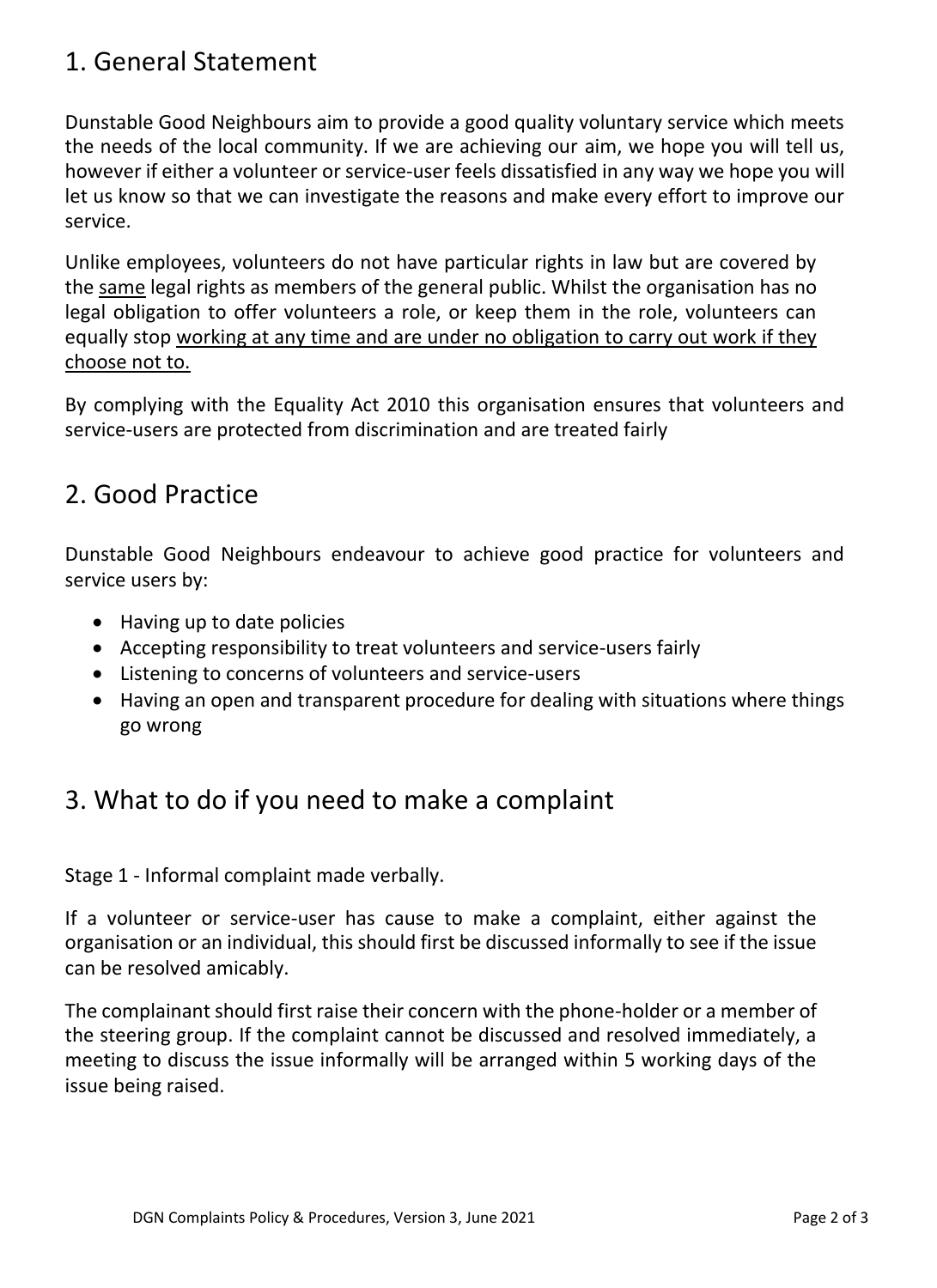## 1. General Statement

Dunstable Good Neighbours aim to provide a good quality voluntary service which meets the needs of the local community. If we are achieving our aim, we hope you will tell us, however if either a volunteer or service-user feels dissatisfied in any way we hope you will let us know so that we can investigate the reasons and make every effort to improve our service.

Unlike employees, volunteers do not have particular rights in law but are covered by the <u>same</u> legal rights as members of the general public. Whilst the organisation has no legal obligation to offer volunteers a role, or keep them in the role, volunteers can equally stop <u>working at any time and are under no obligation to carry out work if they choose not to.</u>

By complying with the Equality Act 2010 this organisation ensures that volunteers and service-users are protected from discrimination and are treated fairly

## 2. Good Practice

Dunstable Good Neighbours endeavour to achieve good practice for volunteers and service users by:

- Having up to date policies
- Accepting responsibility to treat volunteers and service-users fairly
- Listening to concerns of volunteers and service-users
- Having an open and transparent procedure for dealing with situations where things go wrong

## 3. What to do if you need to make a complaint

Stage 1 - Informal complaint made verbally.

If a volunteer or service-user has cause to make a complaint, either against the organisation or an individual, this should first be discussed informally to see if the issue can be resolved amicably.

The complainant should first raise their concern with the phone-holder or a member of the steering group. If the complaint cannot be discussed and resolved immediately, a meeting to discuss the issue informally will be arranged within 5 working days of the issue being raised.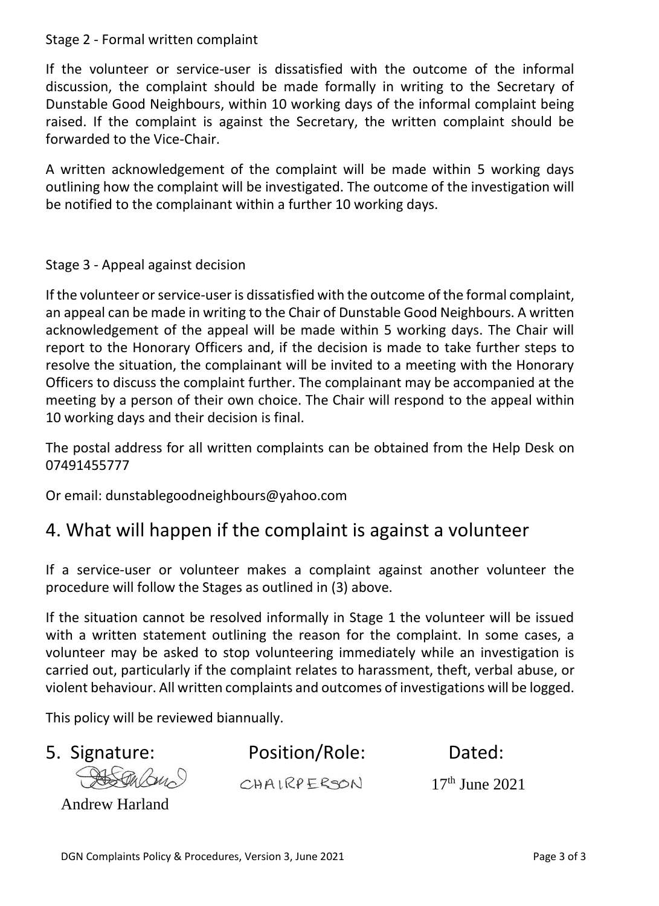Stage 2 - Formal written complaint

If the volunteer or service-user is dissatisfied with the outcome of the informal discussion, the complaint should be made formally in writing to the Secretary of Dunstable Good Neighbours, within 10 working days of the informal complaint being raised. If the complaint is against the Secretary, the written complaint should be forwarded to the Vice-Chair.

A written acknowledgement of the complaint will be made within 5 working days outlining how the complaint will be investigated. The outcome of the investigation will be notified to the complainant within a further 10 working days.

Stage 3 - Appeal against decision

If the volunteer or service-user is dissatisfied with the outcome of the formal complaint, an appeal can be made in writing to the Chair of Dunstable Good Neighbours. A written acknowledgement of the appeal will be made within 5 working days. The Chair will report to the Honorary Officers and, if the decision is made to take further steps to resolve the situation, the complainant will be invited to a meeting with the Honorary Officers to discuss the complaint further. The complainant may be accompanied at the meeting by a person of their own choice. The Chair will respond to the appeal within 10 working days and their decision is final.

The postal address for all written complaints can be obtained from the Help Desk on 07491455777

Or email: dunstablegoodneighbours@yahoo.com

## 4. What will happen if the complaint is against a volunteer

If a service-user or volunteer makes a complaint against another volunteer the procedure will follow the Stages as outlined in (3) above.

If the situation cannot be resolved informally in Stage 1 the volunteer will be issued with a written statement outlining the reason for the complaint. In some cases, a volunteer may be asked to stop volunteering immediately while an investigation is carried out, particularly if the complaint relates to harassment, theft, verbal abuse, or violent behaviour. All written complaints and outcomes of investigations will be logged.

This policy will be reviewed biannually.

| 5. Signature: | Position/Role: | Dated: |
| --- | --- | --- |
| Andrew Harland | CHAIRPERSON | 17th June 2021 |

DGN Complaints Policy & Procedures, Version 3, June 2021